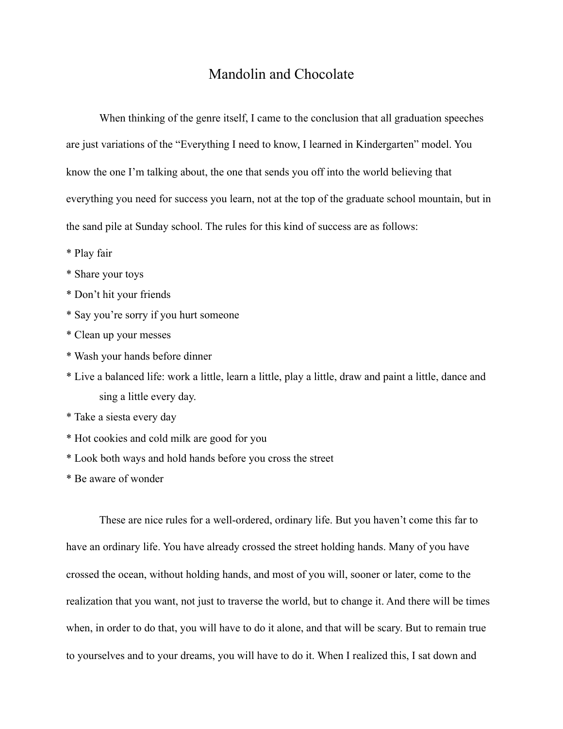# Mandolin and Chocolate

When thinking of the genre itself, I came to the conclusion that all graduation speeches are just variations of the "Everything I need to know, I learned in Kindergarten" model. You know the one I'm talking about, the one that sends you off into the world believing that everything you need for success you learn, not at the top of the graduate school mountain, but in the sand pile at Sunday school. The rules for this kind of success are as follows:

* Play fair
* Share your toys
* Don't hit your friends
* Say you're sorry if you hurt someone
* Clean up your messes
* Wash your hands before dinner
* Live a balanced life: work a little, learn a little, play a little, draw and paint a little, dance and sing a little every day.
* Take a siesta every day
* Hot cookies and cold milk are good for you
* Look both ways and hold hands before you cross the street
* Be aware of wonder

These are nice rules for a well-ordered, ordinary life. But you haven't come this far to have an ordinary life. You have already crossed the street holding hands. Many of you have crossed the ocean, without holding hands, and most of you will, sooner or later, come to the realization that you want, not just to traverse the world, but to change it. And there will be times when, in order to do that, you will have to do it alone, and that will be scary. But to remain true to yourselves and to your dreams, you will have to do it. When I realized this, I sat down and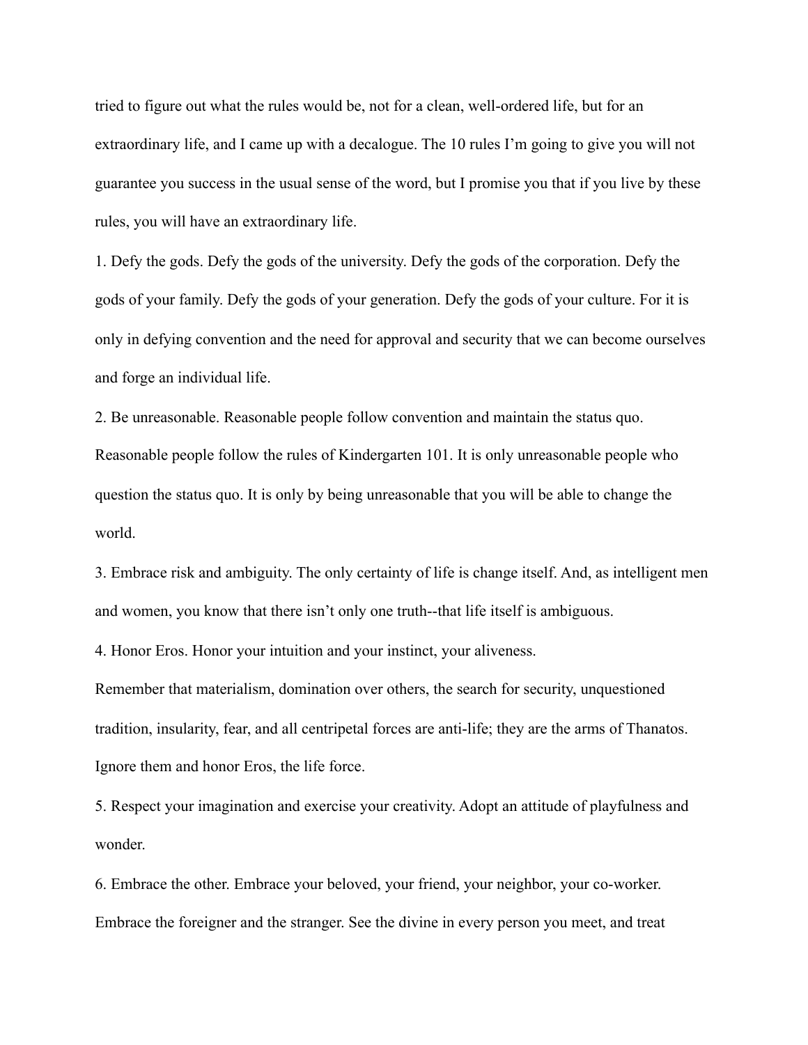tried to figure out what the rules would be, not for a clean, well-ordered life, but for an extraordinary life, and I came up with a decalogue. The 10 rules I'm going to give you will not guarantee you success in the usual sense of the word, but I promise you that if you live by these rules, you will have an extraordinary life.

1. Defy the gods. Defy the gods of the university. Defy the gods of the corporation. Defy the gods of your family. Defy the gods of your generation. Defy the gods of your culture. For it is only in defying convention and the need for approval and security that we can become ourselves and forge an individual life.

2. Be unreasonable. Reasonable people follow convention and maintain the status quo. Reasonable people follow the rules of Kindergarten 101. It is only unreasonable people who question the status quo. It is only by being unreasonable that you will be able to change the world.

3. Embrace risk and ambiguity. The only certainty of life is change itself. And, as intelligent men and women, you know that there isn't only one truth--that life itself is ambiguous.

4. Honor Eros. Honor your intuition and your instinct, your aliveness.
Remember that materialism, domination over others, the search for security, unquestioned tradition, insularity, fear, and all centripetal forces are anti-life; they are the arms of Thanatos. Ignore them and honor Eros, the life force.

5. Respect your imagination and exercise your creativity. Adopt an attitude of playfulness and wonder.

6. Embrace the other. Embrace your beloved, your friend, your neighbor, your co-worker. Embrace the foreigner and the stranger. See the divine in every person you meet, and treat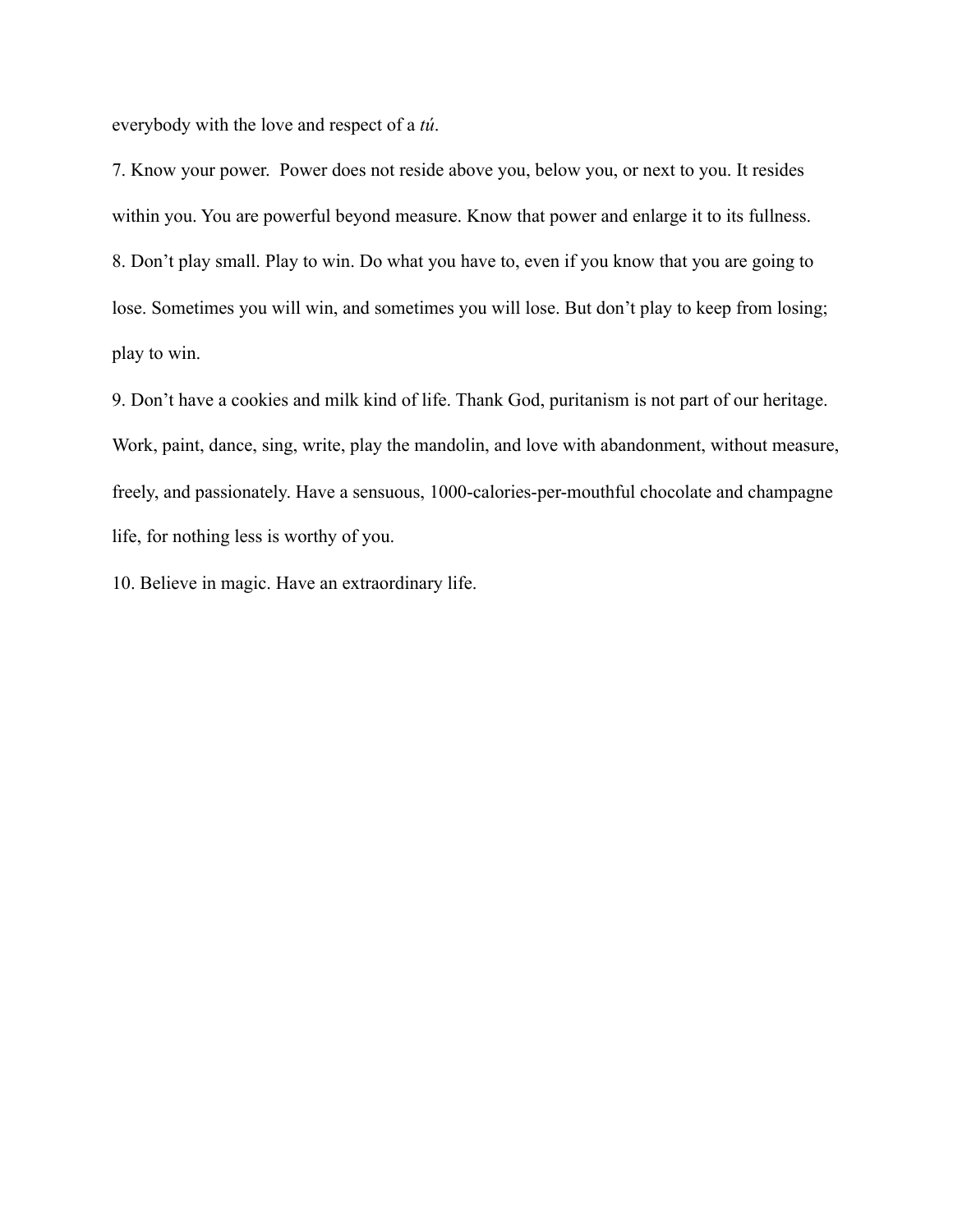everybody with the love and respect of a *tú*.

7. Know your power. Power does not reside above you, below you, or next to you. It resides within you. You are powerful beyond measure. Know that power and enlarge it to its fullness.

8. Don’t play small. Play to win. Do what you have to, even if you know that you are going to lose. Sometimes you will win, and sometimes you will lose. But don’t play to keep from losing; play to win.

9. Don’t have a cookies and milk kind of life. Thank God, puritanism is not part of our heritage. Work, paint, dance, sing, write, play the mandolin, and love with abandonment, without measure, freely, and passionately. Have a sensuous, 1000-calories-per-mouthful chocolate and champagne life, for nothing less is worthy of you.

10. Believe in magic. Have an extraordinary life.